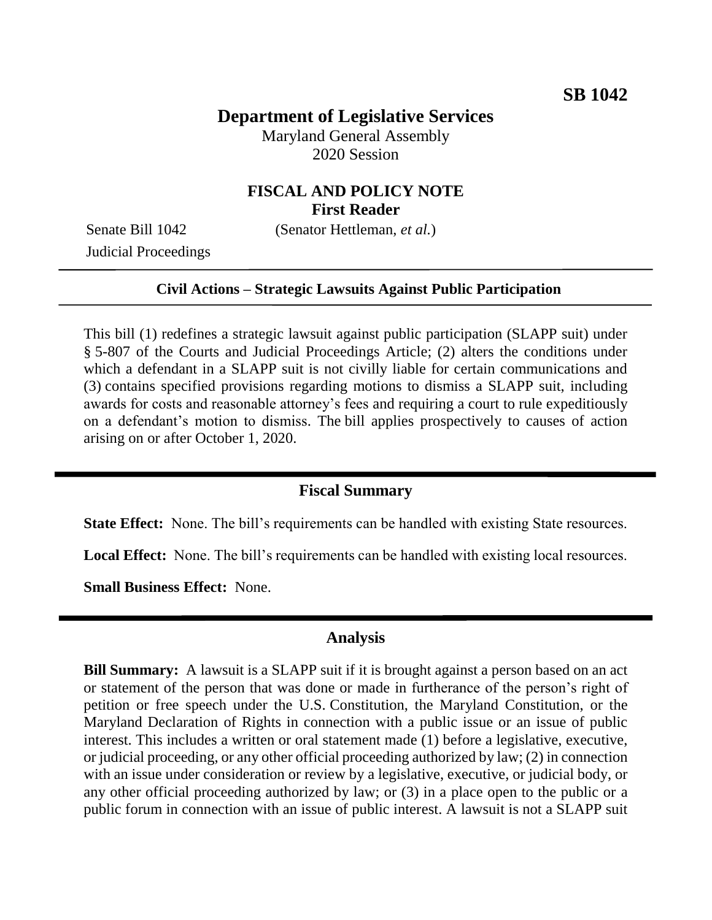**SB 1042**

# Department of Legislative Services

Maryland General Assembly
2020 Session

## FISCAL AND POLICY NOTE
**First Reader**

Senate Bill 1042 (Senator Hettleman, *et al.*)
Judicial Proceedings

---

**Civil Actions – Strategic Lawsuits Against Public Participation**

---

This bill (1) redefines a strategic lawsuit against public participation (SLAPP suit) under § 5-807 of the Courts and Judicial Proceedings Article; (2) alters the conditions under which a defendant in a SLAPP suit is not civilly liable for certain communications and (3) contains specified provisions regarding motions to dismiss a SLAPP suit, including awards for costs and reasonable attorney's fees and requiring a court to rule expeditiously on a defendant's motion to dismiss. The bill applies prospectively to causes of action arising on or after October 1, 2020.

---

## Fiscal Summary

**State Effect:** None. The bill's requirements can be handled with existing State resources.

**Local Effect:** None. The bill's requirements can be handled with existing local resources.

**Small Business Effect:** None.

---

## Analysis

**Bill Summary:** A lawsuit is a SLAPP suit if it is brought against a person based on an act or statement of the person that was done or made in furtherance of the person's right of petition or free speech under the U.S. Constitution, the Maryland Constitution, or the Maryland Declaration of Rights in connection with a public issue or an issue of public interest. This includes a written or oral statement made (1) before a legislative, executive, or judicial proceeding, or any other official proceeding authorized by law; (2) in connection with an issue under consideration or review by a legislative, executive, or judicial body, or any other official proceeding authorized by law; or (3) in a place open to the public or a public forum in connection with an issue of public interest. A lawsuit is not a SLAPP suit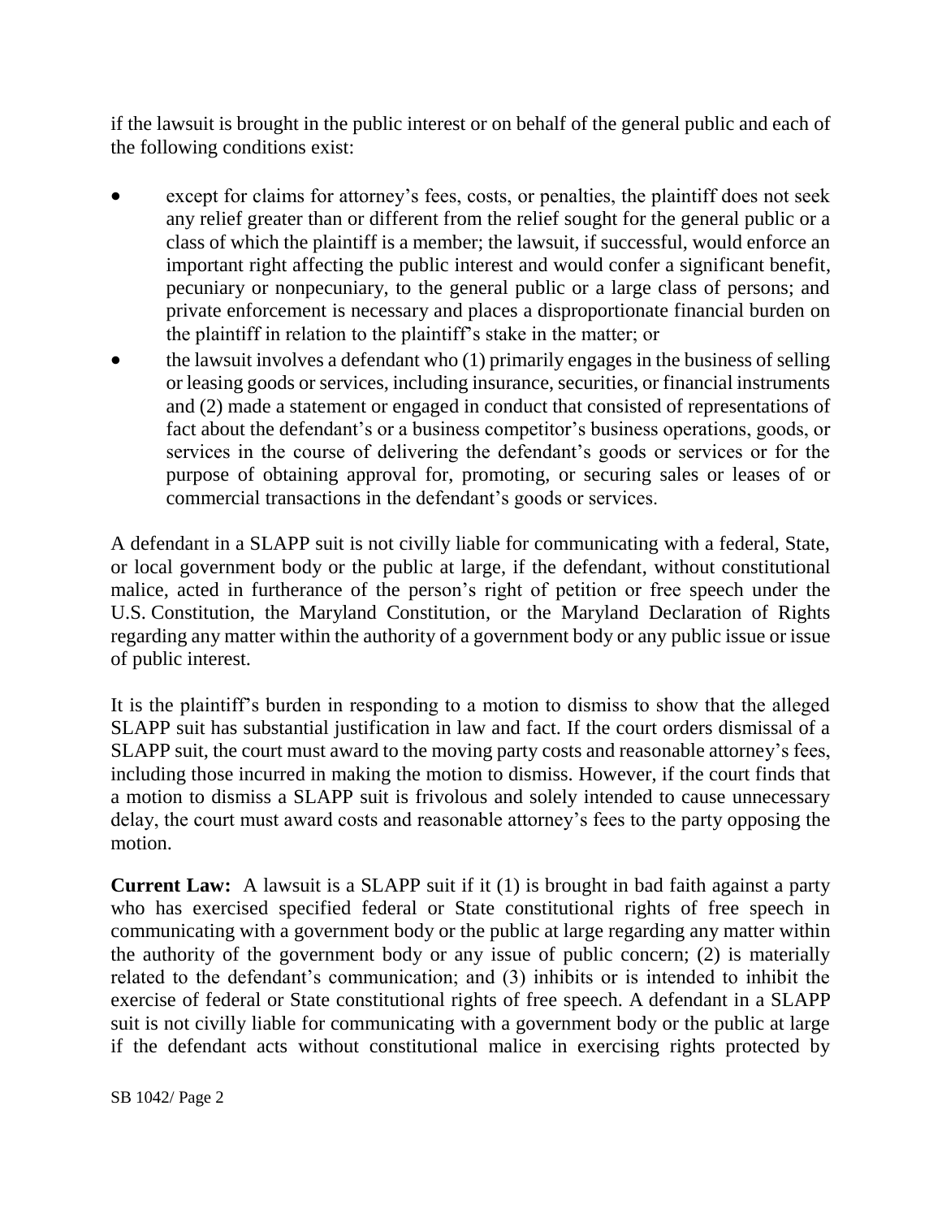if the lawsuit is brought in the public interest or on behalf of the general public and each of the following conditions exist:

- except for claims for attorney's fees, costs, or penalties, the plaintiff does not seek any relief greater than or different from the relief sought for the general public or a class of which the plaintiff is a member; the lawsuit, if successful, would enforce an important right affecting the public interest and would confer a significant benefit, pecuniary or nonpecuniary, to the general public or a large class of persons; and private enforcement is necessary and places a disproportionate financial burden on the plaintiff in relation to the plaintiff's stake in the matter; or
- the lawsuit involves a defendant who (1) primarily engages in the business of selling or leasing goods or services, including insurance, securities, or financial instruments and (2) made a statement or engaged in conduct that consisted of representations of fact about the defendant's or a business competitor's business operations, goods, or services in the course of delivering the defendant's goods or services or for the purpose of obtaining approval for, promoting, or securing sales or leases of or commercial transactions in the defendant's goods or services.

A defendant in a SLAPP suit is not civilly liable for communicating with a federal, State, or local government body or the public at large, if the defendant, without constitutional malice, acted in furtherance of the person's right of petition or free speech under the U.S. Constitution, the Maryland Constitution, or the Maryland Declaration of Rights regarding any matter within the authority of a government body or any public issue or issue of public interest.

It is the plaintiff's burden in responding to a motion to dismiss to show that the alleged SLAPP suit has substantial justification in law and fact. If the court orders dismissal of a SLAPP suit, the court must award to the moving party costs and reasonable attorney's fees, including those incurred in making the motion to dismiss. However, if the court finds that a motion to dismiss a SLAPP suit is frivolous and solely intended to cause unnecessary delay, the court must award costs and reasonable attorney's fees to the party opposing the motion.

**Current Law:** A lawsuit is a SLAPP suit if it (1) is brought in bad faith against a party who has exercised specified federal or State constitutional rights of free speech in communicating with a government body or the public at large regarding any matter within the authority of the government body or any issue of public concern; (2) is materially related to the defendant's communication; and (3) inhibits or is intended to inhibit the exercise of federal or State constitutional rights of free speech. A defendant in a SLAPP suit is not civilly liable for communicating with a government body or the public at large if the defendant acts without constitutional malice in exercising rights protected by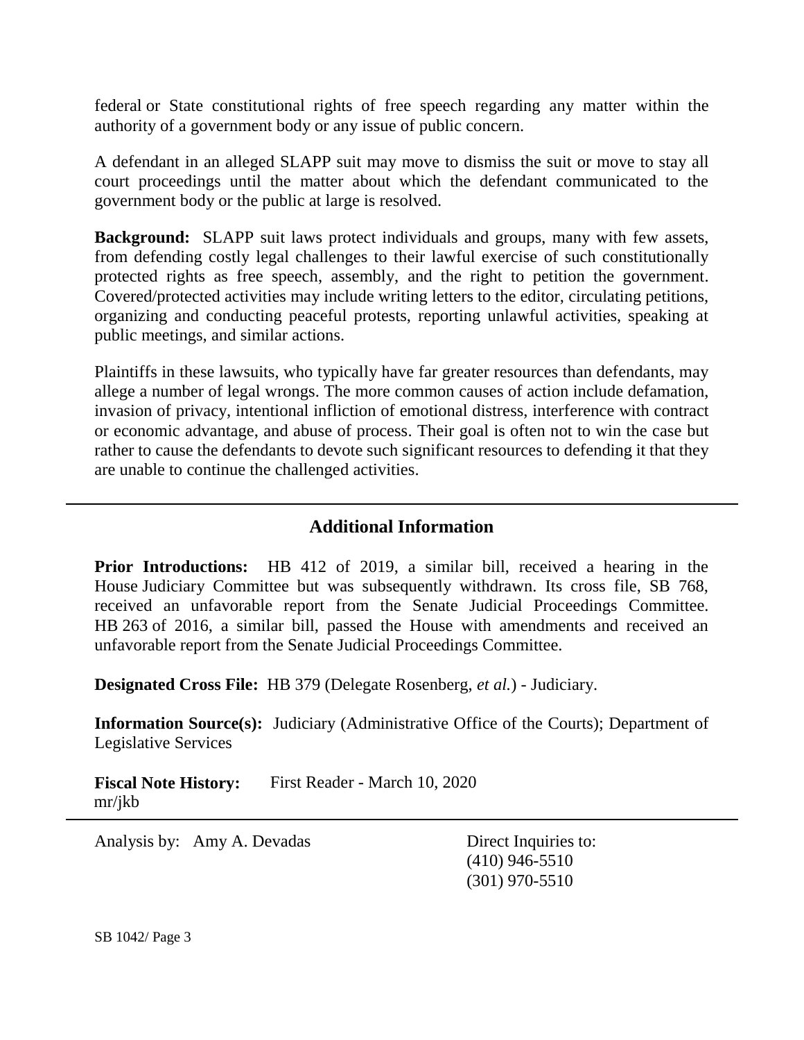federal or State constitutional rights of free speech regarding any matter within the authority of a government body or any issue of public concern.

A defendant in an alleged SLAPP suit may move to dismiss the suit or move to stay all court proceedings until the matter about which the defendant communicated to the government body or the public at large is resolved.

**Background:** SLAPP suit laws protect individuals and groups, many with few assets, from defending costly legal challenges to their lawful exercise of such constitutionally protected rights as free speech, assembly, and the right to petition the government. Covered/protected activities may include writing letters to the editor, circulating petitions, organizing and conducting peaceful protests, reporting unlawful activities, speaking at public meetings, and similar actions.

Plaintiffs in these lawsuits, who typically have far greater resources than defendants, may allege a number of legal wrongs. The more common causes of action include defamation, invasion of privacy, intentional infliction of emotional distress, interference with contract or economic advantage, and abuse of process. Their goal is often not to win the case but rather to cause the defendants to devote such significant resources to defending it that they are unable to continue the challenged activities.

## Additional Information

**Prior Introductions:** HB 412 of 2019, a similar bill, received a hearing in the House Judiciary Committee but was subsequently withdrawn. Its cross file, SB 768, received an unfavorable report from the Senate Judicial Proceedings Committee. HB 263 of 2016, a similar bill, passed the House with amendments and received an unfavorable report from the Senate Judicial Proceedings Committee.

**Designated Cross File:** HB 379 (Delegate Rosenberg, *et al.*) - Judiciary.

**Information Source(s):** Judiciary (Administrative Office of the Courts); Department of Legislative Services

**Fiscal Note History:** First Reader - March 10, 2020
mr/jkb

Analysis by: Amy A. Devadas

Direct Inquiries to:
(410) 946-5510
(301) 970-5510